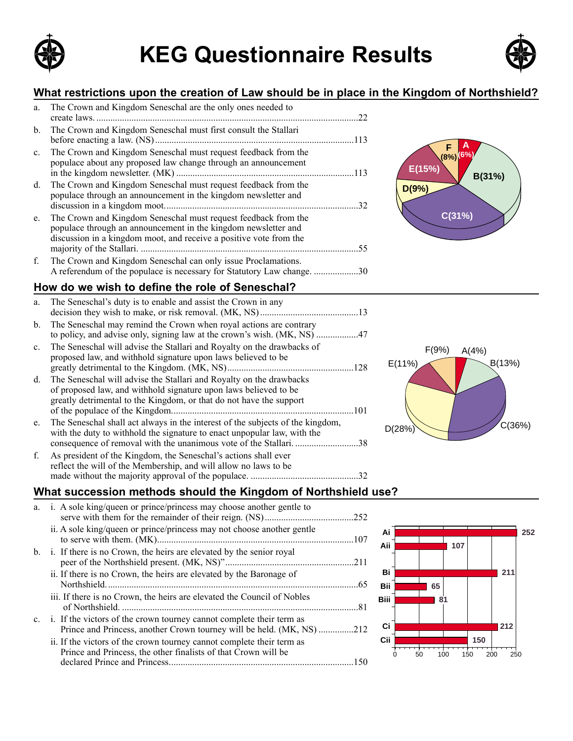# KEG Questionnaire Results

## What restrictions upon the creation of Law should be in place in the Kingdom of Northshield?

a. The Crown and Kingdom Seneschal are the only ones needed to create laws. ....22

b. The Crown and Kingdom Seneschal must first consult the Stallari before enacting a law. (NS) ....113

c. The Crown and Kingdom Seneschal must request feedback from the populace about any proposed law change through an announcement in the kingdom newsletter. (MK) ....113

d. The Crown and Kingdom Seneschal must request feedback from the populace through an announcement in the kingdom newsletter and discussion in a kingdom moot. ....32

e. The Crown and Kingdom Seneschal must request feedback from the populace through an announcement in the kingdom newsletter and discussion in a kingdom moot, and receive a positive vote from the majority of the Stallari. ....55

f. The Crown and Kingdom Seneschal can only issue Proclamations. A referendum of the populace is necessary for Statutory Law change. ....30

A (6%), B (31%), C (31%), D (9%), E (15%), F (8%)

## How do we wish to define the role of Seneschal?

a. The Seneschal's duty is to enable and assist the Crown in any decision they wish to make, or risk removal. (MK, NS) ....13

b. The Seneschal may remind the Crown when royal actions are contrary to policy, and advise only, signing law at the crown's wish. (MK, NS) ....47

c. The Seneschal will advise the Stallari and Royalty on the drawbacks of proposed law, and withhold signature upon laws believed to be greatly detrimental to the Kingdom. (MK, NS) ....128

d. The Seneschal will advise the Stallari and Royalty on the drawbacks of proposed law, and withhold signature upon laws believed to be greatly detrimental to the Kingdom, or that do not have the support of the populace of the Kingdom. ....101

e. The Seneschal shall act always in the interest of the subjects of the kingdom, with the duty to withhold the signature to enact unpopular law, with the consequence of removal with the unanimous vote of the Stallari. ....38

f. As president of the Kingdom, the Seneschal's actions shall ever reflect the will of the Membership, and will allow no laws to be made without the majority approval of the populace. ....32

A (4%), B (13%), C (36%), D (28%), E (11%), F (9%)

## What succession methods should the Kingdom of Northshield use?

a. i. A sole king/queen or prince/princess may choose another gentle to serve with them for the remainder of their reign. (NS) ....252

ii. A sole king/queen or prince/princess may not choose another gentle to serve with them. (MK) ....107

b. i. If there is no Crown, the heirs are elevated by the senior royal peer of the Northshield present. (MK, NS)" ....211

ii. If there is no Crown, the heirs are elevated by the Baronage of Northshield. ....65

iii. If there is no Crown, the heirs are elevated the Council of Nobles of Northshield. ....81

c. i. If the victors of the crown tourney cannot complete their term as Prince and Princess, another Crown tourney will be held. (MK, NS) ....212

ii. If the victors of the crown tourney cannot complete their term as Prince and Princess, the other finalists of that Crown will be declared Prince and Princess. ....150

| Option | Votes |
|---|---|
| Ai | 252 |
| Aii | 107 |
| Bi | 211 |
| Bii | 65 |
| Biii | 81 |
| Ci | 212 |
| Cii | 150 |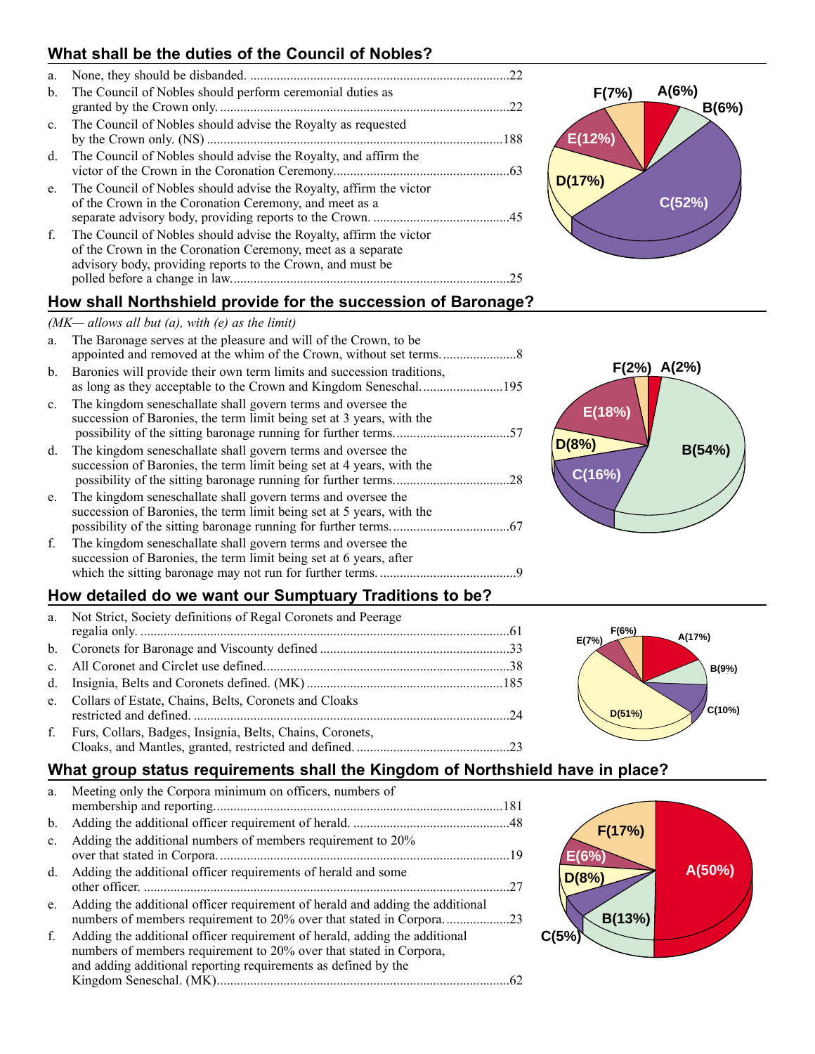## What shall be the duties of the Council of Nobles?

a. None, they should be disbanded. ....................................................22
b. The Council of Nobles should perform ceremonial duties as granted by the Crown only. ....................................................22
c. The Council of Nobles should advise the Royalty as requested by the Crown only. (NS) ....................................................188
d. The Council of Nobles should advise the Royalty, and affirm the victor of the Crown in the Coronation Ceremony....................................................63
e. The Council of Nobles should advise the Royalty, affirm the victor of the Crown in the Coronation Ceremony, and meet as a separate advisory body, providing reports to the Crown. ....................................................45
f. The Council of Nobles should advise the Royalty, affirm the victor of the Crown in the Coronation Ceremony, meet as a separate advisory body, providing reports to the Crown, and must be polled before a change in law....................................................25

A(6%) B(6%) C(52%) D(17%) E(12%) F(7%)

## How shall Northshield provide for the succession of Baronage?

*(MK— allows all but (a), with (e) as the limit)*

a. The Baronage serves at the pleasure and will of the Crown, to be appointed and removed at the whim of the Crown, without set terms......................8
b. Baronies will provide their own term limits and succession traditions, as long as they acceptable to the Crown and Kingdom Seneschal.........................195
c. The kingdom seneschallate shall govern terms and oversee the succession of Baronies, the term limit being set at 3 years, with the possibility of the sitting baronage running for further terms..................................57
d. The kingdom seneschallate shall govern terms and oversee the succession of Baronies, the term limit being set at 4 years, with the possibility of the sitting baronage running for further terms..................................28
e. The kingdom seneschallate shall govern terms and oversee the succession of Baronies, the term limit being set at 5 years, with the possibility of the sitting baronage running for further terms...................................67
f. The kingdom seneschallate shall govern terms and oversee the succession of Baronies, the term limit being set at 6 years, after which the sitting baronage may not run for further terms. .........................................9

A(2%) B(54%) C(16%) D(8%) E(18%) F(2%)

## How detailed do we want our Sumptuary Traditions to be?

a. Not Strict, Society definitions of Regal Coronets and Peerage regalia only. ....................................................61
b. Coronets for Baronage and Viscounty defined ....................................................33
c. All Coronet and Circlet use defined....................................................38
d. Insignia, Belts and Coronets defined. (MK) ....................................................185
e. Collars of Estate, Chains, Belts, Coronets and Cloaks restricted and defined. ....................................................24
f. Furs, Collars, Badges, Insignia, Belts, Chains, Coronets, Cloaks, and Mantles, granted, restricted and defined. ..............................................23

A(17%) B(9%) C(10%) D(51%) E(7%) F(6%)

## What group status requirements shall the Kingdom of Northshield have in place?

a. Meeting only the Corpora minimum on officers, numbers of membership and reporting....................................................181
b. Adding the additional officer requirement of herald. ...............................................48
c. Adding the additional numbers of members requirement to 20% over that stated in Corpora. ....................................................19
d. Adding the additional officer requirements of herald and some other officer. ....................................................27
e. Adding the additional officer requirement of herald and adding the additional numbers of members requirement to 20% over that stated in Corpora...................23
f. Adding the additional officer requirement of herald, adding the additional numbers of members requirement to 20% over that stated in Corpora, and adding additional reporting requirements as defined by the Kingdom Seneschal. (MK)....................................................62

A(50%) B(13%) C(5%) D(8%) E(6%) F(17%)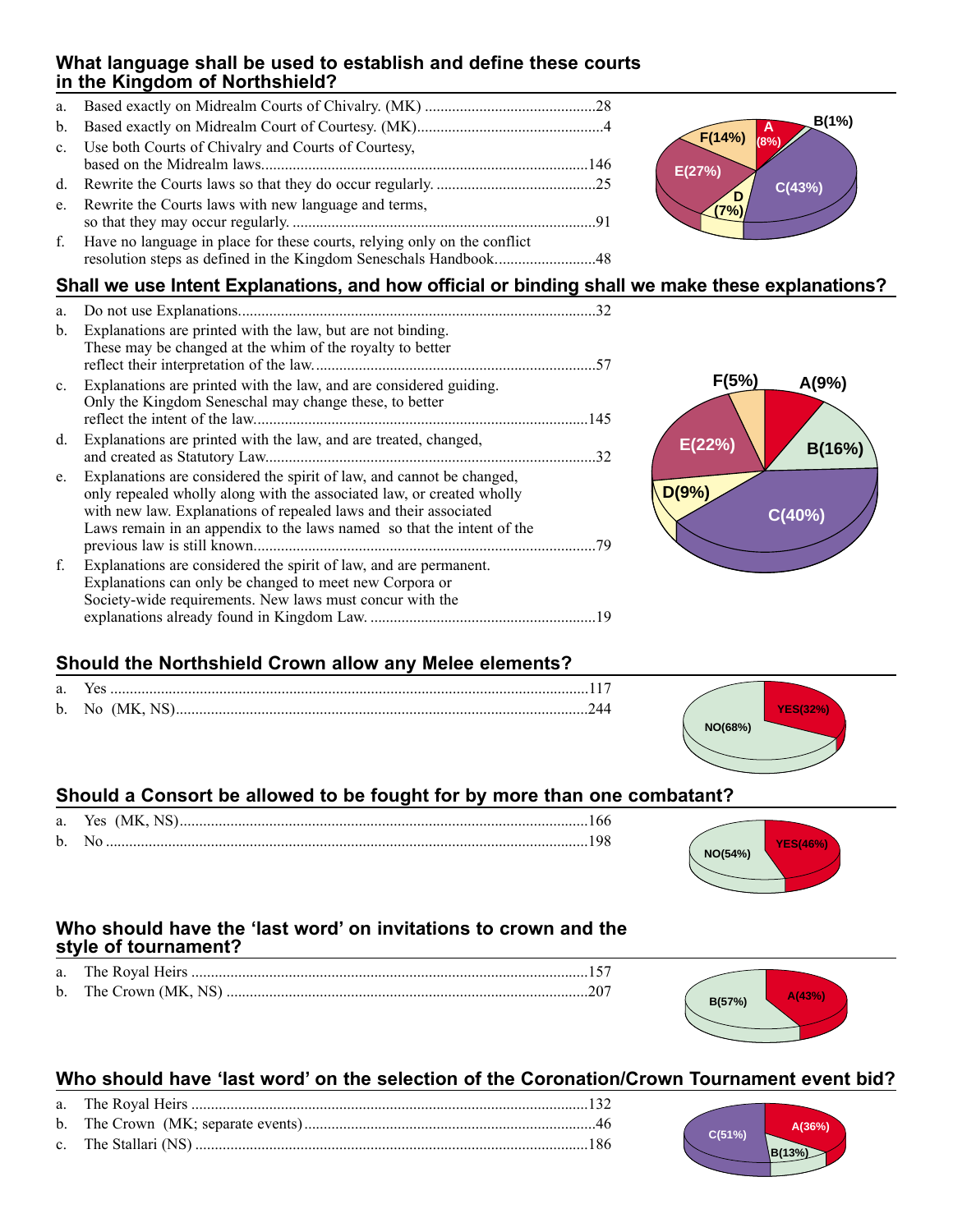## What language shall be used to establish and define these courts in the Kingdom of Northshield?

a. Based exactly on Midrealm Courts of Chivalry. (MK) ............................................28
b. Based exactly on Midrealm Court of Courtesy. (MK)...............................................4
c. Use both Courts of Chivalry and Courts of Courtesy, based on the Midrealm laws.....................................................................................146
d. Rewrite the Courts laws so that they do occur regularly. .........................................25
e. Rewrite the Courts laws with new language and terms, so that they may occur regularly. .............................................................................91
f. Have no language in place for these courts, relying only on the conflict resolution steps as defined in the Kingdom Seneschals Handbook..........................48

A (8%), B (1%), C (43%), D (7%), E (27%), F (14%)

## Shall we use Intent Explanations, and how official or binding shall we make these explanations?

a. Do not use Explanations...........................................................................................32
b. Explanations are printed with the law, but are not binding. These may be changed at the whim of the royalty to better reflect their interpretation of the law........................................................................57
c. Explanations are printed with the law, and are considered guiding. Only the Kingdom Seneschal may change these, to better reflect the intent of the law.....................................................................................145
d. Explanations are printed with the law, and are treated, changed, and created as Statutory Law.....................................................................32
e. Explanations are considered the spirit of law, and cannot be changed, only repealed wholly along with the associated law, or created wholly with new law. Explanations of repealed laws and their associated Laws remain in an appendix to the laws named so that the intent of the previous law is still known........................................................................................79
f. Explanations are considered the spirit of law, and are permanent. Explanations can only be changed to meet new Corpora or Society-wide requirements. New laws must concur with the explanations already found in Kingdom Law. ..........................................................19

A (9%), B (16%), C (40%), D (9%), E (22%), F (5%)

## Should the Northshield Crown allow any Melee elements?

a. Yes .........................................................................................................117
b. No (MK, NS)..........................................................................................244

YES (32%), NO (68%)

## Should a Consort be allowed to be fought for by more than one combatant?

a. Yes (MK, NS)........................................................................................166
b. No ...........................................................................................................198

YES (46%), NO (54%)

## Who should have the 'last word' on invitations to crown and the style of tournament?

a. The Royal Heirs .....................................................................................157
b. The Crown (MK, NS) ............................................................................207

A (43%), B (57%)

## Who should have 'last word' on the selection of the Coronation/Crown Tournament event bid?

a. The Royal Heirs .....................................................................................132
b. The Crown (MK; separate events)...........................................................46
c. The Stallari (NS) .....................................................................................186

A (36%), B (13%), C (51%)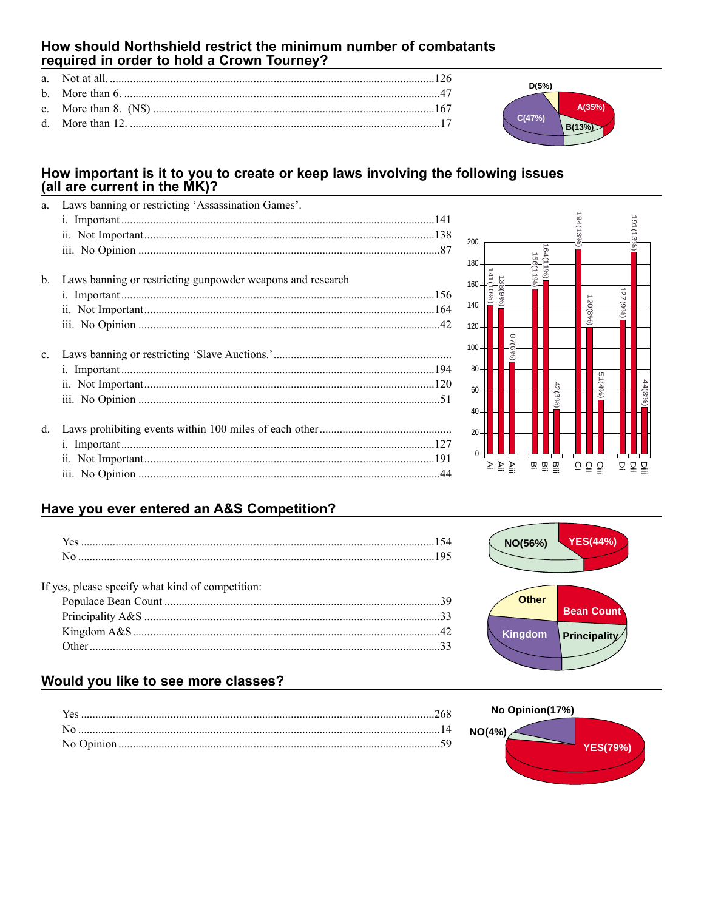## How should Northshield restrict the minimum number of combatants required in order to hold a Crown Tourney?

a. Not at all. ....126
b. More than 6. ....47
c. More than 8. (NS) ....167
d. More than 12. ....17

## How important is it to you to create or keep laws involving the following issues (all are current in the MK)?

a. Laws banning or restricting 'Assassination Games'.
  i. Important ....141
  ii. Not Important ....138
  iii. No Opinion ....87

b. Laws banning or restricting gunpowder weapons and research
  i. Important ....156
  ii. Not Important ....164
  iii. No Opinion ....42

c. Laws banning or restricting 'Slave Auctions.' ....
  i. Important ....194
  ii. Not Important ....120
  iii. No Opinion ....51

d. Laws prohibiting events within 100 miles of each other ....
  i. Important ....127
  ii. Not Important ....191
  iii. No Opinion ....44

## Have you ever entered an A&S Competition?

Yes ....154
No ....195

If yes, please specify what kind of competition:

Populace Bean Count ....39
Principality A&S ....33
Kingdom A&S ....42
Other ....33

## Would you like to see more classes?

Yes ....268
No ....14
No Opinion ....59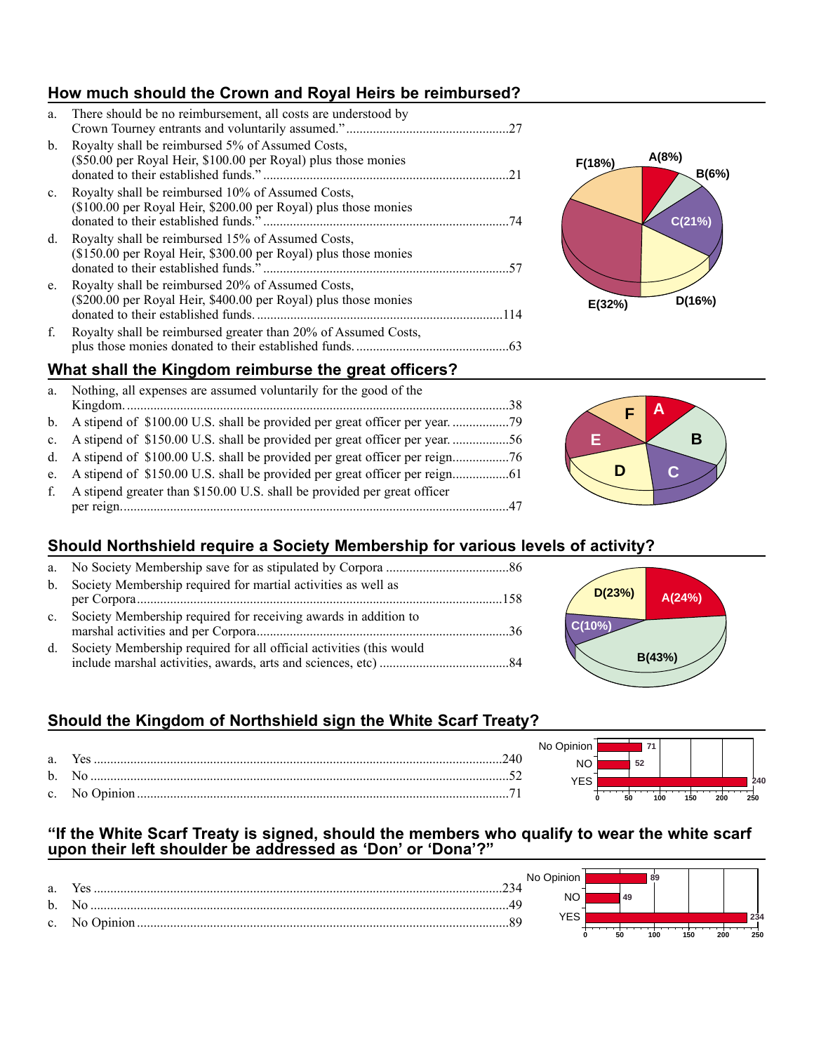## How much should the Crown and Royal Heirs be reimbursed?

a. There should be no reimbursement, all costs are understood by Crown Tourney entrants and voluntarily assumed.” ....27

b. Royalty shall be reimbursed 5% of Assumed Costs, ($50.00 per Royal Heir, $100.00 per Royal) plus those monies donated to their established funds.” ....21

c. Royalty shall be reimbursed 10% of Assumed Costs, ($100.00 per Royal Heir, $200.00 per Royal) plus those monies donated to their established funds.” ....74

d. Royalty shall be reimbursed 15% of Assumed Costs, ($150.00 per Royal Heir, $300.00 per Royal) plus those monies donated to their established funds.” ....57

e. Royalty shall be reimbursed 20% of Assumed Costs, ($200.00 per Royal Heir, $400.00 per Royal) plus those monies donated to their established funds. ....114

f. Royalty shall be reimbursed greater than 20% of Assumed Costs, plus those monies donated to their established funds. ....63

A(8%) B(6%) C(21%) D(16%) E(32%) F(18%)

## What shall the Kingdom reimburse the great officers?

a. Nothing, all expenses are assumed voluntarily for the good of the Kingdom. ....38

b. A stipend of $100.00 U.S. shall be provided per great officer per year. ....79

c. A stipend of $150.00 U.S. shall be provided per great officer per year. ....56

d. A stipend of $100.00 U.S. shall be provided per great officer per reign. ....76

e. A stipend of $150.00 U.S. shall be provided per great officer per reign. ....61

f. A stipend greater than $150.00 U.S. shall be provided per great officer per reign. ....47

## Should Northshield require a Society Membership for various levels of activity?

a. No Society Membership save for as stipulated by Corpora ....86

b. Society Membership required for martial activities as well as per Corpora ....158

c. Society Membership required for receiving awards in addition to marshal activities and per Corpora ....36

d. Society Membership required for all official activities (this would include marshal activities, awards, arts and sciences, etc) ....84

A(24%) B(43%) C(10%) D(23%)

## Should the Kingdom of Northshield sign the White Scarf Treaty?

a. Yes ....240

b. No ....52

c. No Opinion ....71

## “If the White Scarf Treaty is signed, should the members who qualify to wear the white scarf upon their left shoulder be addressed as ‘Don’ or ‘Dona’?”

a. Yes ....234

b. No ....49

c. No Opinion ....89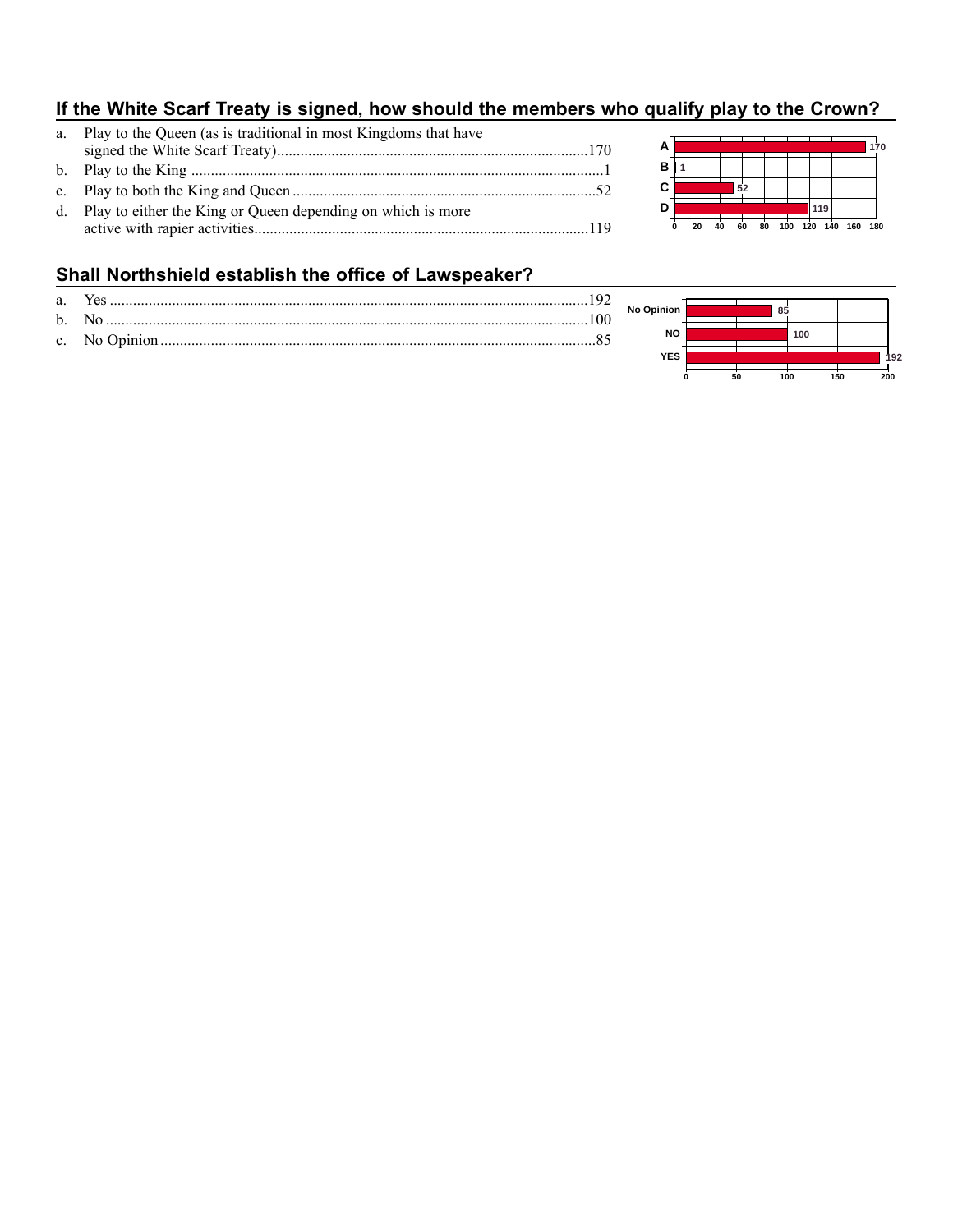## If the White Scarf Treaty is signed, how should the members who qualify play to the Crown?

a. Play to the Queen (as is traditional in most Kingdoms that have signed the White Scarf Treaty)............................................................................170

b. Play to the King ........................................................................................................1

c. Play to both the King and Queen ..............................................................................52

d. Play to either the King or Queen depending on which is more active with rapier activities.....................................................................................119

A
B
C
D
170
1
52
119
0 20 40 60 80 100 120 140 160 180

## Shall Northshield establish the office of Lawspeaker?

a. Yes ........................................................................................................................192

b. No ..........................................................................................................................100

c. No Opinion ...............................................................................................................85

No Opinion
NO
YES
85
100
192
0 50 100 150 200